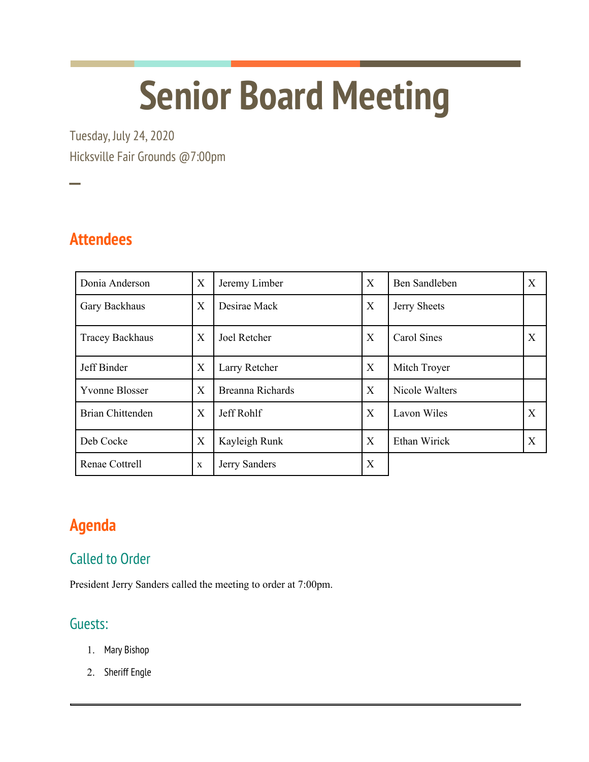# Senior Board Meeting

Tuesday, July 24, 2020

Hicksville Fair Grounds @7:00pm

—

## Attendees

| | | | | | |
|---|---|---|---|---|---|
| Donia Anderson | X | Jeremy Limber | X | Ben Sandleben | X |
| Gary Backhaus | X | Desirae Mack | X | Jerry Sheets | |
| Tracey Backhaus | X | Joel Retcher | X | Carol Sines | X |
| Jeff Binder | X | Larry Retcher | X | Mitch Troyer | |
| Yvonne Blosser | X | Breanna Richards | X | Nicole Walters | |
| Brian Chittenden | X | Jeff Rohlf | X | Lavon Wiles | X |
| Deb Cocke | X | Kayleigh Runk | X | Ethan Wirick | X |
| Renae Cottrell | x | Jerry Sanders | X | | |

## Agenda

### Called to Order

President Jerry Sanders called the meeting to order at 7:00pm.

### Guests:

1. Mary Bishop
2. Sheriff Engle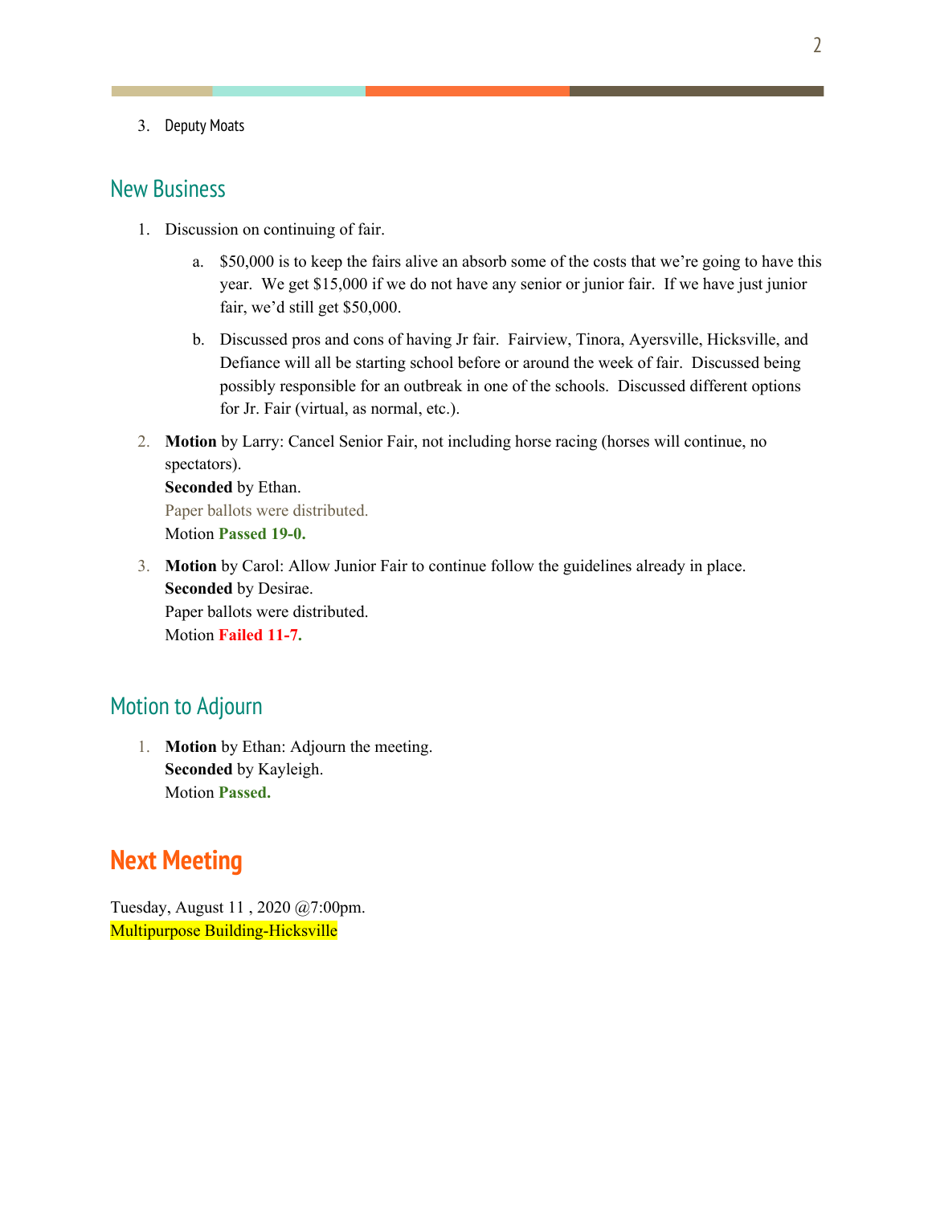3. Deputy Moats

## New Business

1. Discussion on continuing of fair.

   a. $50,000 is to keep the fairs alive an absorb some of the costs that we're going to have this year. We get $15,000 if we do not have any senior or junior fair. If we have just junior fair, we'd still get $50,000.

   b. Discussed pros and cons of having Jr fair. Fairview, Tinora, Ayersville, Hicksville, and Defiance will all be starting school before or around the week of fair. Discussed being possibly responsible for an outbreak in one of the schools. Discussed different options for Jr. Fair (virtual, as normal, etc.).

2. **Motion** by Larry: Cancel Senior Fair, not including horse racing (horses will continue, no spectators).
   **Seconded** by Ethan.
   Paper ballots were distributed.
   Motion **Passed 19-0.**

3. **Motion** by Carol: Allow Junior Fair to continue follow the guidelines already in place.
   **Seconded** by Desirae.
   Paper ballots were distributed.
   Motion **Failed 11-7.**

## Motion to Adjourn

1. **Motion** by Ethan: Adjourn the meeting.
   **Seconded** by Kayleigh.
   Motion **Passed.**

## Next Meeting

Tuesday, August 11 , 2020 @7:00pm.
Multipurpose Building-Hicksville